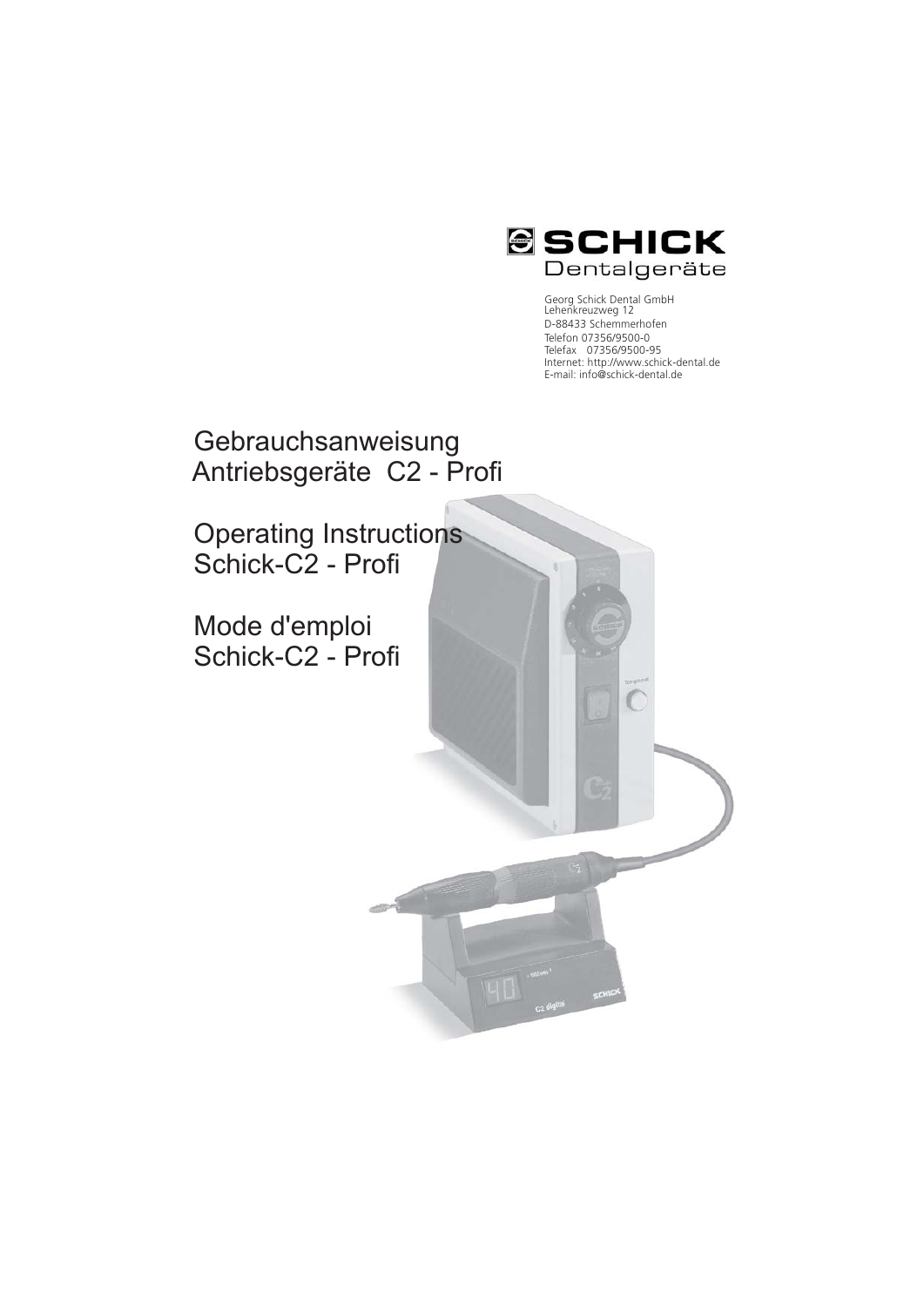SCHICK Dentalgeräte

Georg Schick Dental GmbH
Lehenkreuzweg 12
D-88433 Schemmerhofen
Telefon 07356/9500-0
Telefax 07356/9500-95
Internet: http://www.schick-dental.de
E-mail: info@schick-dental.de

# Gebrauchsanweisung
# Antriebsgeräte C2 - Profi

# Operating Instructions
# Schick-C2 - Profi

# Mode d'emploi
# Schick-C2 - Profi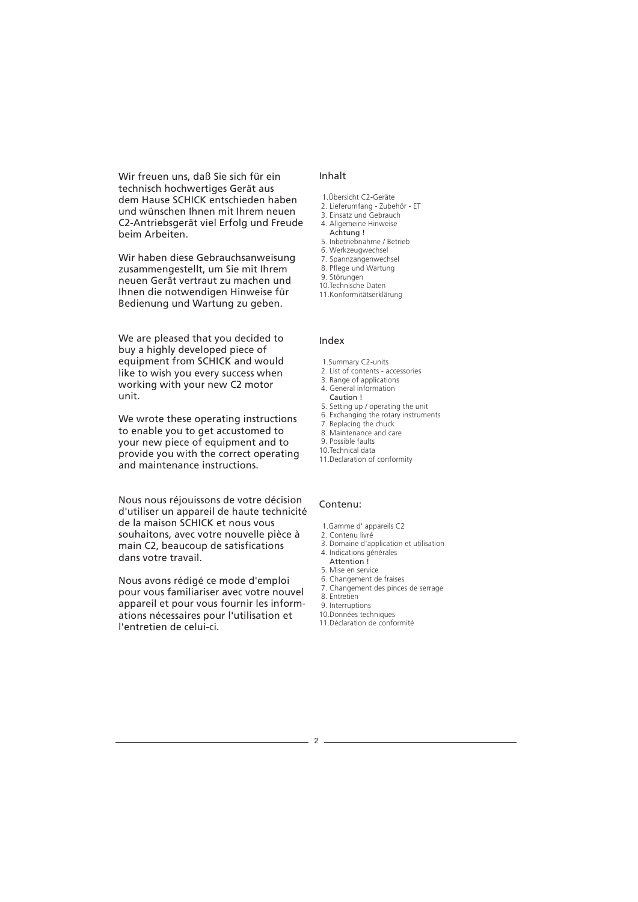Wir freuen uns, daß Sie sich für ein technisch hochwertiges Gerät aus dem Hause SCHICK entschieden haben und wünschen Ihnen mit Ihrem neuen C2-Antriebsgerät viel Erfolg und Freude beim Arbeiten.

Wir haben diese Gebrauchsanweisung zusammengestellt, um Sie mit Ihrem neuen Gerät vertraut zu machen und Ihnen die notwendigen Hinweise für Bedienung und Wartung zu geben.

## Inhalt

1. Übersicht C2-Geräte
2. Lieferumfang - Zubehör - ET
3. Einsatz und Gebrauch
4. Allgemeine Hinweise
   Achtung !
5. Inbetriebnahme / Betrieb
6. Werkzeugwechsel
7. Spannzangenwechsel
8. Pflege und Wartung
9. Störungen
10. Technische Daten
11. Konformitätserklärung

We are pleased that you decided to buy a highly developed piece of equipment from SCHICK and would like to wish you every success when working with your new C2 motor unit.

We wrote these operating instructions to enable you to get accustomed to your new piece of equipment and to provide you with the correct operating and maintenance instructions.

## Index

1. Summary C2-units
2. List of contents - accessories
3. Range of applications
4. General information
   Caution !
5. Setting up / operating the unit
6. Exchanging the rotary instruments
7. Replacing the chuck
8. Maintenance and care
9. Possible faults
10. Technical data
11. Declaration of conformity

Nous nous réjouissons de votre décision d'utiliser un appareil de haute technicité de la maison SCHICK et nous vous souhaitons, avec votre nouvelle pièce à main C2, beaucoup de satisfications dans votre travail.

Nous avons rédigé ce mode d'emploi pour vous familiariser avec votre nouvel appareil et pour vous fournir les informations nécessaires pour l'utilisation et l'entretien de celui-ci.

## Contenu:

1. Gamme d' appareils C2
2. Contenu livré
3. Domaine d'application et utilisation
4. Indications générales
   Attention !
5. Mise en service
6. Changement de fraises
7. Changement des pinces de serrage
8. Entretien
9. Interruptions
10. Données techniques
11. Déclaration de conformité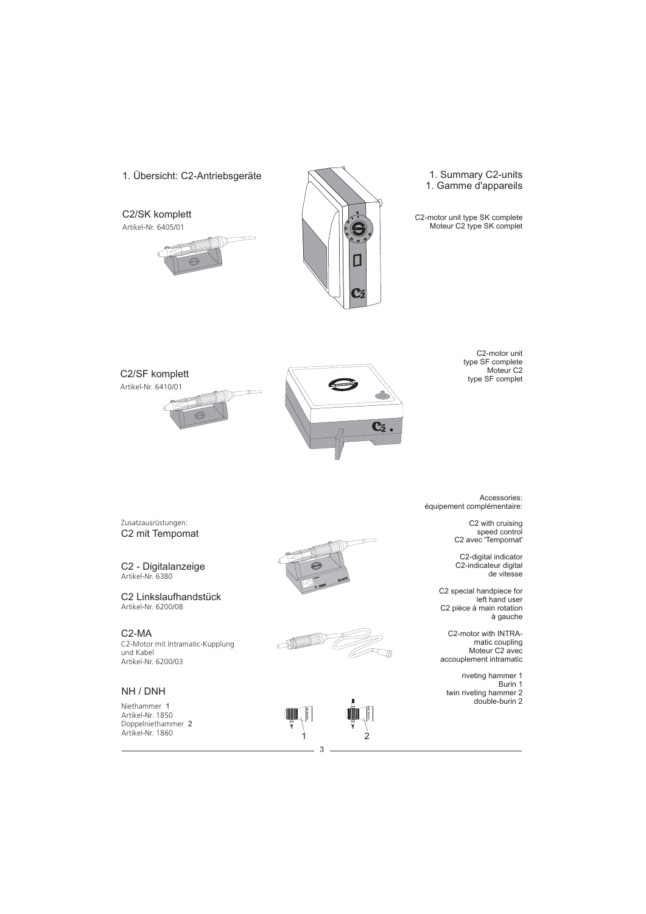# 1. Übersicht: C2-Antriebsgeräte

# 1. Summary C2-units
# 1. Gamme d'appareils

## C2/SK komplett
Artikel-Nr. 6405/01

C2-motor unit type SK complete
Moteur C2 type SK complet

## C2/SF komplett
Artikel-Nr. 6410/01

C2-motor unit type SF complete
Moteur C2 type SF complet

Zusatzausrüstungen:

Accessories:
équipement complémentaire:

## C2 mit Tempomat

C2 with cruising speed control
C2 avec 'Tempomat'

## C2 - Digitalanzeige
Artikel-Nr. 6380

C2-digital indicator
C2-indicateur digital de vitesse

## C2 Linkslaufhandstück
Artikel-Nr. 6200/08

C2 special handpiece for left hand user
C2 pièce à main rotation à gauche

## C2-MA
C2-Motor mit Intramatic-Kupplung und Kabel
Artikel-Nr. 6200/03

C2-motor with INTRA-matic coupling
Moteur C2 avec accouplement intramatic

## NH / DNH
Niethammer 1
Artikel-Nr. 1850
Doppelniethammer 2
Artikel-Nr. 1860

riveting hammer 1
Burin 1
twin riveting hammer 2
double-burin 2

1 2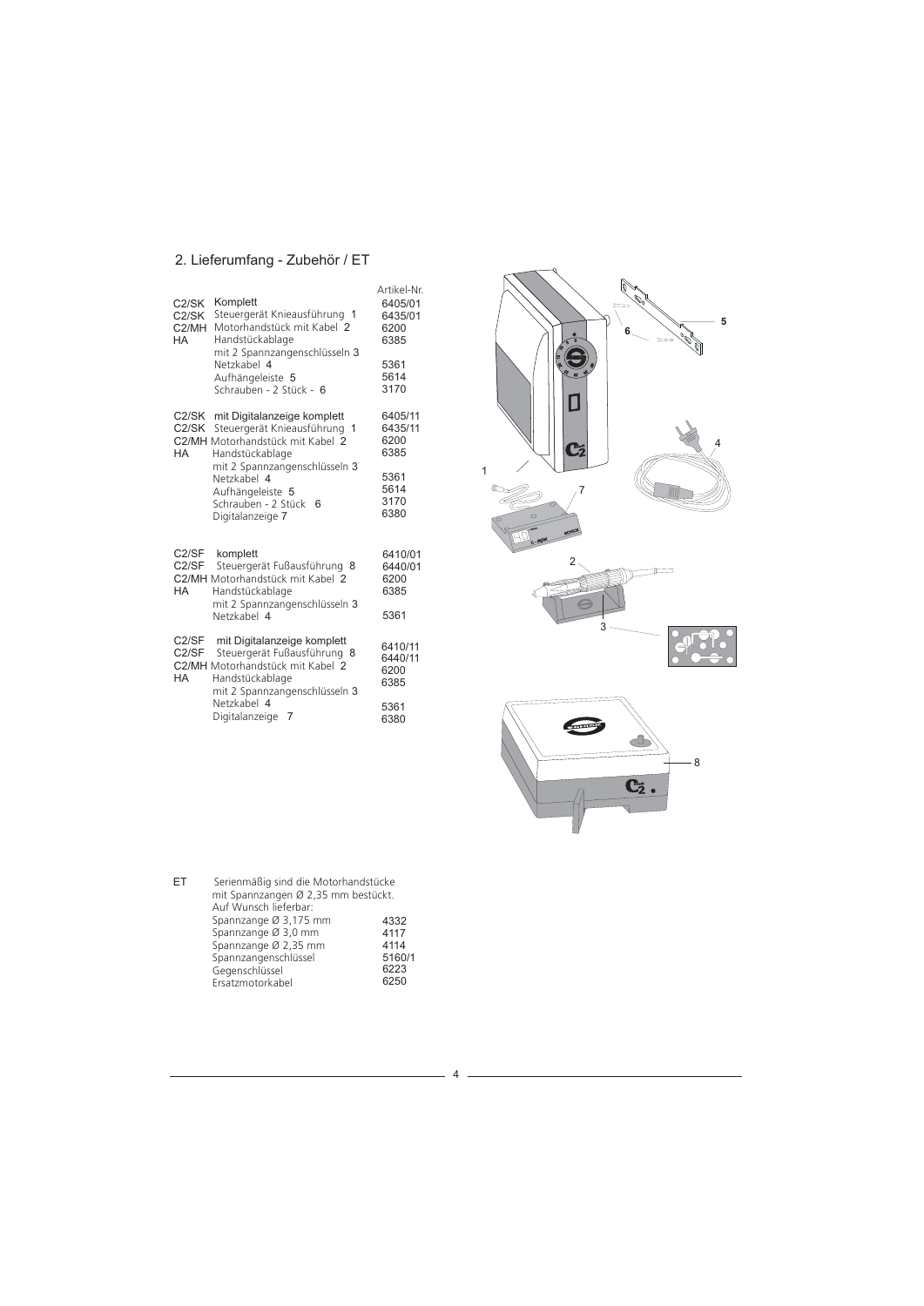## 2. Lieferumfang - Zubehör / ET

| | | Artikel-Nr. |
|---|---|---|
| C2/SK | Komplett | 6405/01 |
| C2/SK | Steuergerät Knieausführung 1 | 6435/01 |
| C2/MH | Motorhandstück mit Kabel 2 | 6200 |
| HA | Handstückablage mit 2 Spannzangenschlüsseln 3 | 6385 |
| | Netzkabel 4 | 5361 |
| | Aufhängeleiste 5 | 5614 |
| | Schrauben - 2 Stück - 6 | 3170 |
| C2/SK | mit Digitalanzeige komplett | 6405/11 |
| C2/SK | Steuergerät Knieausführung 1 | 6435/11 |
| C2/MH | Motorhandstück mit Kabel 2 | 6200 |
| HA | Handstückablage mit 2 Spannzangenschlüsseln 3 | 6385 |
| | Netzkabel 4 | 5361 |
| | Aufhängeleiste 5 | 5614 |
| | Schrauben - 2 Stück 6 | 3170 |
| | Digitalanzeige 7 | 6380 |
| C2/SF | komplett | 6410/01 |
| C2/SF | Steuergerät Fußausführung 8 | 6440/01 |
| C2/MH | Motorhandstück mit Kabel 2 | 6200 |
| HA | Handstückablage mit 2 Spannzangenschlüsseln 3 | 6385 |
| | Netzkabel 4 | 5361 |
| C2/SF | mit Digitalanzeige komplett | 6410/11 |
| C2/SF | Steuergerät Fußausführung 8 | 6440/11 |
| C2/MH | Motorhandstück mit Kabel 2 | 6200 |
| HA | Handstückablage mit 2 Spannzangenschlüsseln 3 | 6385 |
| | Netzkabel 4 | 5361 |
| | Digitalanzeige 7 | 6380 |

ET Serienmäßig sind die Motorhandstücke mit Spannzangen Ø 2,35 mm bestückt.
Auf Wunsch lieferbar:

| | |
|---|---|
| Spannzange Ø 3,175 mm | 4332 |
| Spannzange Ø 3,0 mm | 4117 |
| Spannzange Ø 2,35 mm | 4114 |
| Spannzangenschlüssel | 5160/1 |
| Gegenschlüssel | 6223 |
| Ersatzmotorkabel | 6250 |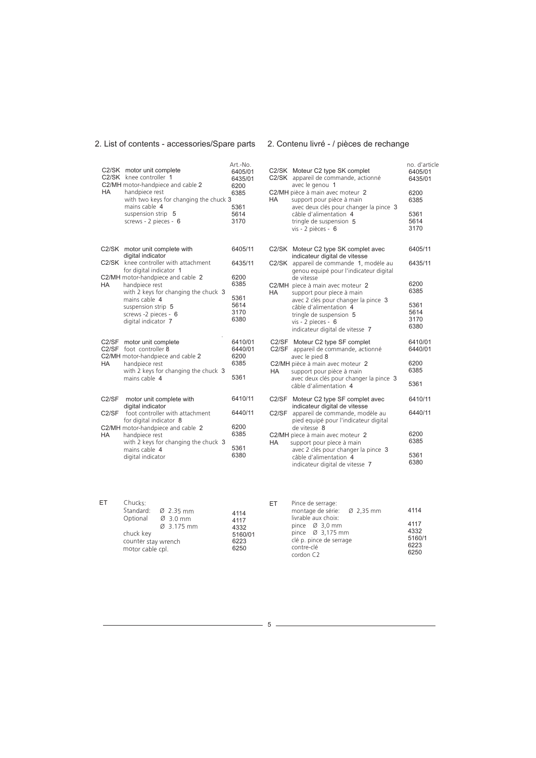## 2. List of contents - accessories/Spare parts

| | | Art.-No. |
|---|---|---|
| C2/SK | motor unit complete | 6405/01 |
| C2/SK | knee controller 1 | 6435/01 |
| C2/MH | motor-handpiece and cable 2 | 6200 |
| HA | handpiece rest with two keys for changing the chuck 3 | 6385 |
| | mains cable 4 | 5361 |
| | suspension strip 5 | 5614 |
| | screws - 2 pieces - 6 | 3170 |

| | | |
|---|---|---|
| C2/SK | motor unit complete with digital indicator | 6405/11 |
| C2/SK | knee controller with attachment for digital indicator 1 | 6435/11 |
| C2/MH | motor-handpiece and cable 2 | 6200 |
| HA | handpiece rest with 2 keys for changing the chuck 3 | 6385 |
| | mains cable 4 | 5361 |
| | suspension strip 5 | 5614 |
| | screws -2 pieces - 6 | 3170 |
| | digital indicator 7 | 6380 |

| | | |
|---|---|---|
| C2/SF | motor unit complete | 6410/01 |
| C2/SF | foot controller 8 | 6440/01 |
| C2/MH | motor-handpiece and cable 2 | 6200 |
| HA | handpiece rest with 2 keys for changing the chuck 3 | 6385 |
| | mains cable 4 | 5361 |

| | | |
|---|---|---|
| C2/SF | motor unit complete with digital indicator | 6410/11 |
| C2/SF | foot controller with attachment for digital indicator 8 | 6440/11 |
| C2/MH | motor-handpiece and cable 2 | 6200 |
| HA | handpiece rest with 2 keys for changing the chuck 3 | 6385 |
| | mains cable 4 | 5361 |
| | digital indicator | 6380 |

| | | |
|---|---|---|
| ET | Chucks: | |
| | Standard: Ø 2.35 mm | 4114 |
| | Optional Ø 3.0 mm | 4117 |
| | Ø 3.175 mm | 4332 |
| | chuck key | 5160/01 |
| | counter stay wrench | 6223 |
| | motor cable cpl. | 6250 |

## 2. Contenu livré - / pièces de rechange

| | | no. d'article |
|---|---|---|
| C2/SK | Moteur C2 type SK complet | 6405/01 |
| C2/SK | appareil de commande, actionné avec le genou 1 | 6435/01 |
| C2/MH | pièce à main avec moteur 2 | 6200 |
| HA | support pour pièce à main avec deux clés pour changer la pince 3 | 6385 |
| | câble d'alimentation 4 | 5361 |
| | tringle de suspension 5 | 5614 |
| | vis - 2 pièces - 6 | 3170 |

| | | |
|---|---|---|
| C2/SK | Moteur C2 type SK complet avec indicateur digital de vitesse | 6405/11 |
| C2/SK | appareil de commande 1, modèle au genou equipé pour l'indicateur digital de vitesse | 6435/11 |
| C2/MH | pièce à main avec moteur 2 | 6200 |
| HA | support pour pièce à main avec 2 clés pour changer la pince 3 | 6385 |
| | câble d'alimentation 4 | 5361 |
| | tringle de suspension 5 | 5614 |
| | vis - 2 pièces - 6 | 3170 |
| | indicateur digital de vitesse 7 | 6380 |

| | | |
|---|---|---|
| C2/SF | Moteur C2 type SF complet | 6410/01 |
| C2/SF | appareil de commande, actionné avec le pied 8 | 6440/01 |
| C2/MH | pièce à main avec moteur 2 | 6200 |
| HA | support pour pièce à main avec deux clés pour changer la pince 3 | 6385 |
| | câble d'alimentation 4 | 5361 |

| | | |
|---|---|---|
| C2/SF | Moteur C2 type SF complet avec indicateur digital de vitesse | 6410/11 |
| C2/SF | appareil de commande, modèle au pied equipé pour l'indicateur digital de vitesse 8 | 6440/11 |
| C2/MH | pièce à main avec moteur 2 | 6200 |
| HA | support pour pièce à main avec 2 clés pour changer la pince 3 | 6385 |
| | câble d'alimentation 4 | 5361 |
| | indicateur digital de vitesse 7 | 6380 |

| | | |
|---|---|---|
| ET | Pince de serrage: | |
| | montage de série: Ø 2,35 mm | 4114 |
| | livrable aux choix: | |
| | pince Ø 3,0 mm | 4117 |
| | pince Ø 3,175 mm | 4332 |
| | clé p. pince de serrage | 5160/1 |
| | contre-clé | 6223 |
| | cordon C2 | 6250 |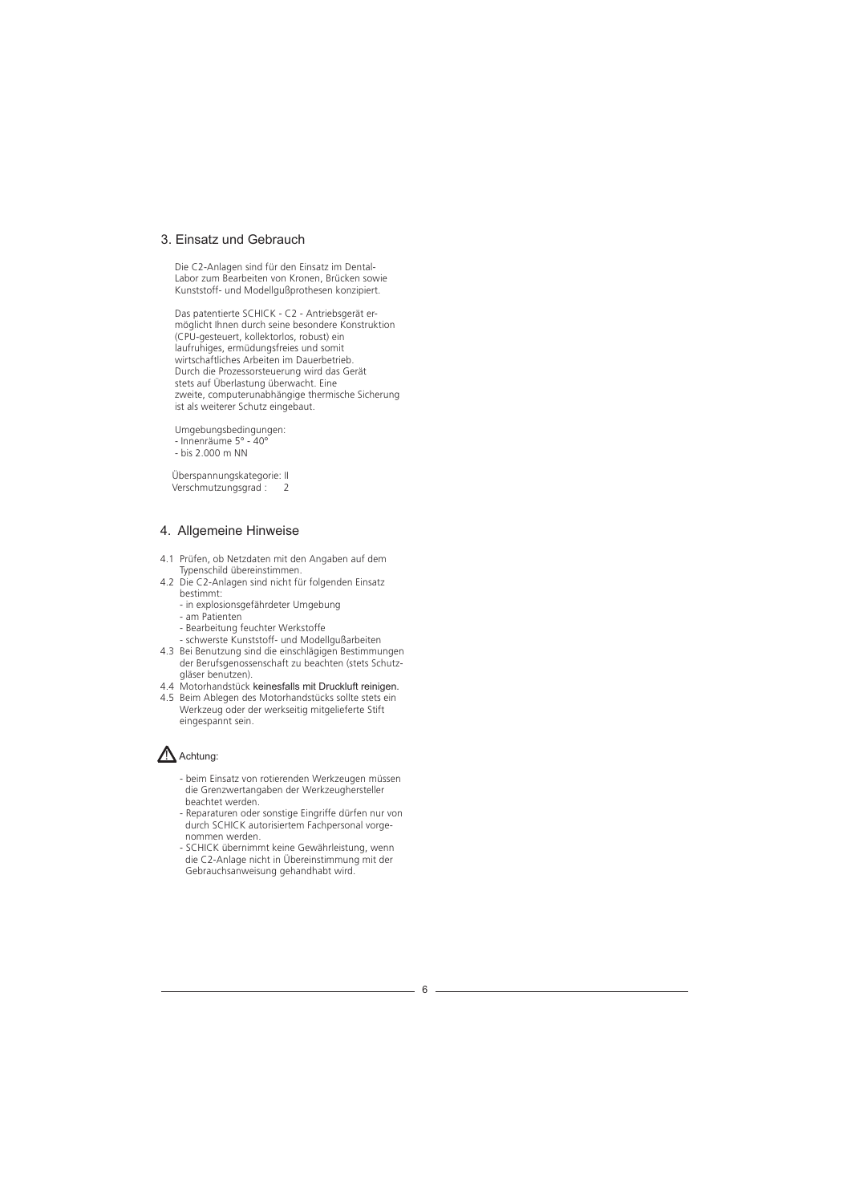## 3. Einsatz und Gebrauch

Die C2-Anlagen sind für den Einsatz im Dental-Labor zum Bearbeiten von Kronen, Brücken sowie Kunststoff- und Modellgußprothesen konzipiert.

Das patentierte SCHICK - C2 - Antriebsgerät ermöglicht Ihnen durch seine besondere Konstruktion (CPU-gesteuert, kollektorlos, robust) ein laufruhiges, ermüdungsfreies und somit wirtschaftliches Arbeiten im Dauerbetrieb. Durch die Prozessorsteuerung wird das Gerät stets auf Überlastung überwacht. Eine zweite, computerunabhängige thermische Sicherung ist als weiterer Schutz eingebaut.

Umgebungsbedingungen:
- Innenräume 5° - 40°
- bis 2.000 m NN

Überspannungskategorie: II
Verschmutzungsgrad : 2

## 4. Allgemeine Hinweise

4.1 Prüfen, ob Netzdaten mit den Angaben auf dem Typenschild übereinstimmen.

4.2 Die C2-Anlagen sind nicht für folgenden Einsatz bestimmt:
- in explosionsgefährdeter Umgebung
- am Patienten
- Bearbeitung feuchter Werkstoffe
- schwerste Kunststoff- und Modellgußarbeiten

4.3 Bei Benutzung sind die einschlägigen Bestimmungen der Berufsgenossenschaft zu beachten (stets Schutzgläser benutzen).

4.4 Motorhandstück keinesfalls mit Druckluft reinigen.

4.5 Beim Ablegen des Motorhandstücks sollte stets ein Werkzeug oder der werkseitig mitgelieferte Stift eingespannt sein.

⚠ Achtung:

- beim Einsatz von rotierenden Werkzeugen müssen die Grenzwertangaben der Werkzeughersteller beachtet werden.
- Reparaturen oder sonstige Eingriffe dürfen nur von durch SCHICK autorisiertem Fachpersonal vorgenommen werden.
- SCHICK übernimmt keine Gewährleistung, wenn die C2-Anlage nicht in Übereinstimmung mit der Gebrauchsanweisung gehandhabt wird.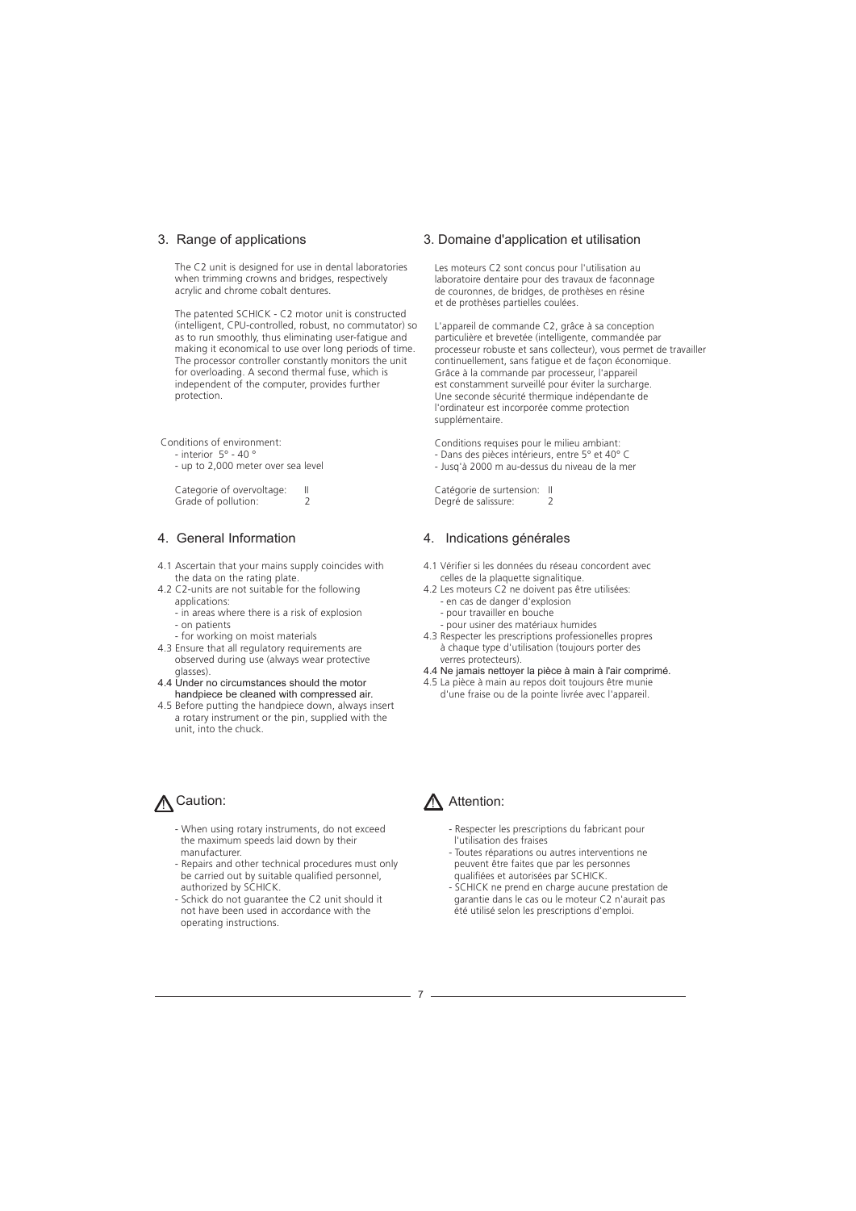## 3. Range of applications

The C2 unit is designed for use in dental laboratories when trimming crowns and bridges, respectively acrylic and chrome cobalt dentures.

The patented SCHICK - C2 motor unit is constructed (intelligent, CPU-controlled, robust, no commutator) so as to run smoothly, thus eliminating user-fatigue and making it economical to use over long periods of time. The processor controller constantly monitors the unit for overloading. A second thermal fuse, which is independent of the computer, provides further protection.

Conditions of environment:
- interior 5° - 40 °
- up to 2,000 meter over sea level

Categorie of overvoltage: II
Grade of pollution: 2

## 4. General Information

4.1 Ascertain that your mains supply coincides with the data on the rating plate.
4.2 C2-units are not suitable for the following applications:
- in areas where there is a risk of explosion
- on patients
- for working on moist materials

4.3 Ensure that all regulatory requirements are observed during use (always wear protective glasses).
4.4 Under no circumstances should the motor handpiece be cleaned with compressed air.
4.5 Before putting the handpiece down, always insert a rotary instrument or the pin, supplied with the unit, into the chuck.

### ⚠ Caution:

- When using rotary instruments, do not exceed the maximum speeds laid down by their manufacturer.
- Repairs and other technical procedures must only be carried out by suitable qualified personnel, authorized by SCHICK.
- Schick do not guarantee the C2 unit should it not have been used in accordance with the operating instructions.

## 3. Domaine d'application et utilisation

Les moteurs C2 sont concus pour l'utilisation au laboratoire dentaire pour des travaux de faconnage de couronnes, de bridges, de prothèses en résine et de prothèses partielles coulées.

L'appareil de commande C2, grâce à sa conception particulière et brevetée (intelligente, commandée par processeur robuste et sans collecteur), vous permet de travailler continuellement, sans fatigue et de façon économique. Grâce à la commande par processeur, l'appareil est constamment surveillé pour éviter la surcharge. Une seconde sécurité thermique indépendante de l'ordinateur est incorporée comme protection supplémentaire.

Conditions requises pour le milieu ambiant:
- Dans des pièces intérieurs, entre 5° et 40° C
- Jusq'à 2000 m au-dessus du niveau de la mer

Catégorie de surtension: II
Degré de salissure: 2

## 4. Indications générales

4.1 Vérifier si les données du réseau concordent avec celles de la plaquette signalitique.
4.2 Les moteurs C2 ne doivent pas être utilisées:
- en cas de danger d'explosion
- pour travailler en bouche
- pour usiner des matériaux humides

4.3 Respecter les prescriptions professionelles propres à chaque type d'utilisation (toujours porter des verres protecteurs).
4.4 Ne jamais nettoyer la pièce à main à l'air comprimé.
4.5 La pièce à main au repos doit toujours être munie d'une fraise ou de la pointe livrée avec l'appareil.

### ⚠ Attention:

- Respecter les prescriptions du fabricant pour l'utilisation des fraises
- Toutes réparations ou autres interventions ne peuvent être faites que par les personnes qualifiées et autorisées par SCHICK.
- SCHICK ne prend en charge aucune prestation de garantie dans le cas ou le moteur C2 n'aurait pas été utilisé selon les prescriptions d'emploi.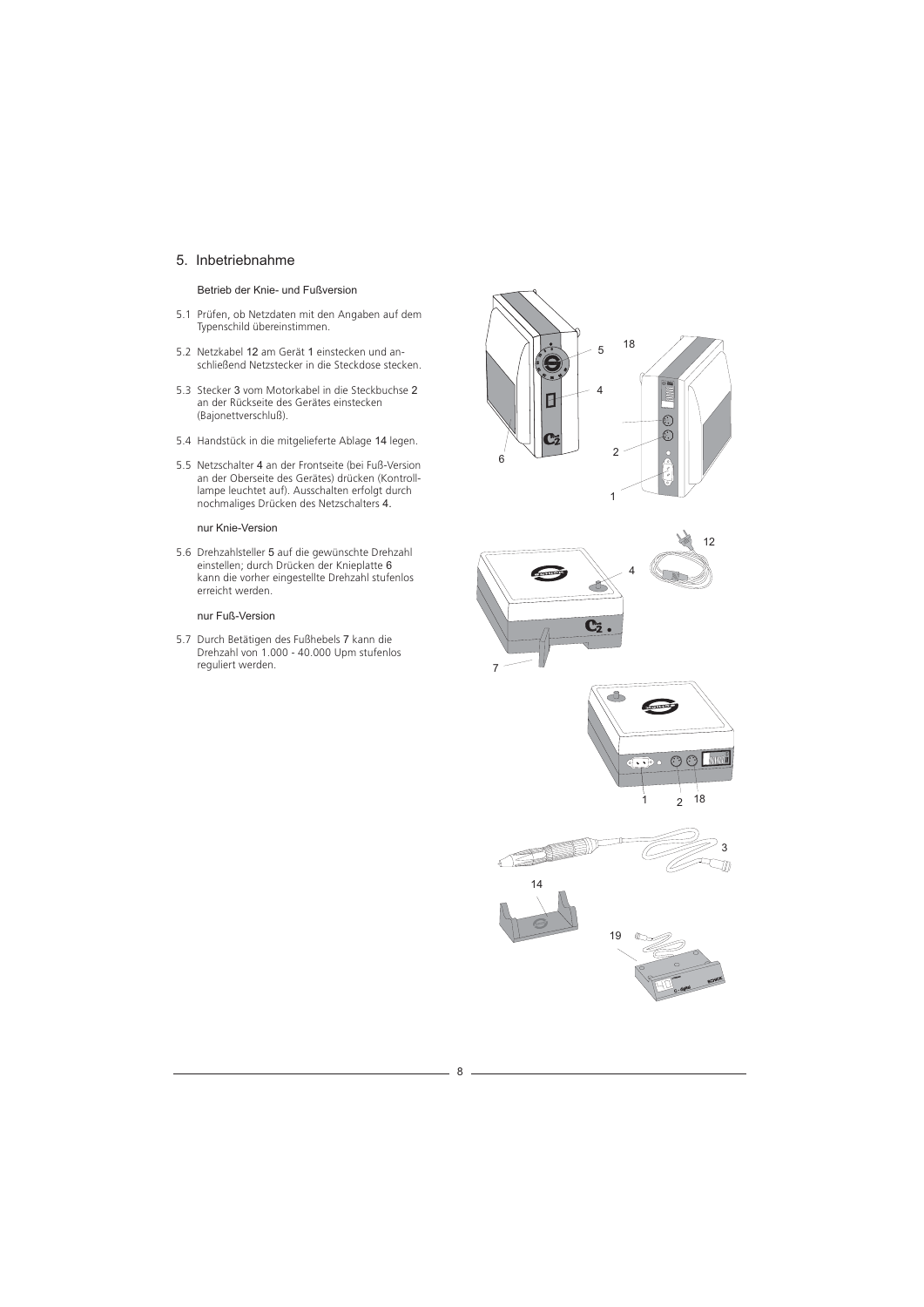## 5. Inbetriebnahme

### Betrieb der Knie- und Fußversion

5.1 Prüfen, ob Netzdaten mit den Angaben auf dem Typenschild übereinstimmen.

5.2 Netzkabel 12 am Gerät 1 einstecken und anschließend Netzstecker in die Steckdose stecken.

5.3 Stecker 3 vom Motorkabel in die Steckbuchse 2 an der Rückseite des Gerätes einstecken (Bajonettverschluß).

5.4 Handstück in die mitgelieferte Ablage 14 legen.

5.5 Netzschalter 4 an der Frontseite (bei Fuß-Version an der Oberseite des Gerätes) drücken (Kontrolllampe leuchtet auf). Ausschalten erfolgt durch nochmaliges Drücken des Netzschalters 4.

### nur Knie-Version

5.6 Drehzahlsteller 5 auf die gewünschte Drehzahl einstellen; durch Drücken der Knieplatte 6 kann die vorher eingestellte Drehzahl stufenlos erreicht werden.

### nur Fuß-Version

5.7 Durch Betätigen des Fußhebels 7 kann die Drehzahl von 1.000 - 40.000 Upm stufenlos reguliert werden.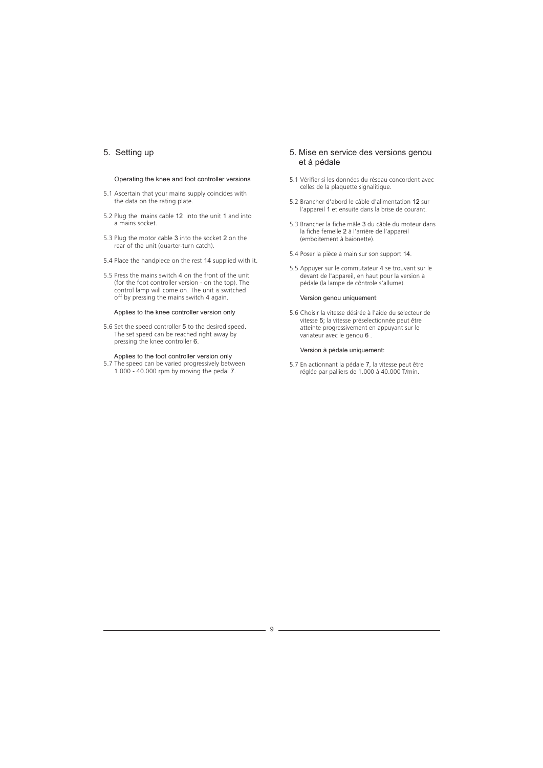## 5. Setting up

Operating the knee and foot controller versions

5.1 Ascertain that your mains supply coincides with the data on the rating plate.

5.2 Plug the mains cable 12 into the unit 1 and into a mains socket.

5.3 Plug the motor cable 3 into the socket 2 on the rear of the unit (quarter-turn catch).

5.4 Place the handpiece on the rest 14 supplied with it.

5.5 Press the mains switch 4 on the front of the unit (for the foot controller version - on the top). The control lamp will come on. The unit is switched off by pressing the mains switch 4 again.

Applies to the knee controller version only

5.6 Set the speed controller 5 to the desired speed. The set speed can be reached right away by pressing the knee controller 6.

Applies to the foot controller version only

5.7 The speed can be varied progressively between 1.000 - 40.000 rpm by moving the pedal 7.

## 5. Mise en service des versions genou et à pédale

5.1 Vérifier si les données du réseau concordent avec celles de la plaquette signalitique.

5.2 Brancher d'abord le câble d'alimentation 12 sur l'appareil 1 et ensuite dans la brise de courant.

5.3 Brancher la fiche mâle 3 du câble du moteur dans la fiche femelle 2 à l'arrière de l'appareil (emboitement à baionette).

5.4 Poser la pièce à main sur son support 14.

5.5 Appuyer sur le commutateur 4 se trouvant sur le devant de l'appareil, en haut pour la version à pédale (la lampe de côntrole s'allume).

Version genou uniquement:

5.6 Choisir la vitesse désirée à l'aide du sélecteur de vitesse 5; la vitesse préselectionnée peut être atteinte progressivement en appuyant sur le variateur avec le genou 6 .

Version à pédale uniquement:

5.7 En actionnant la pédale 7, la vitesse peut être réglée par palliers de 1.000 à 40.000 T/min.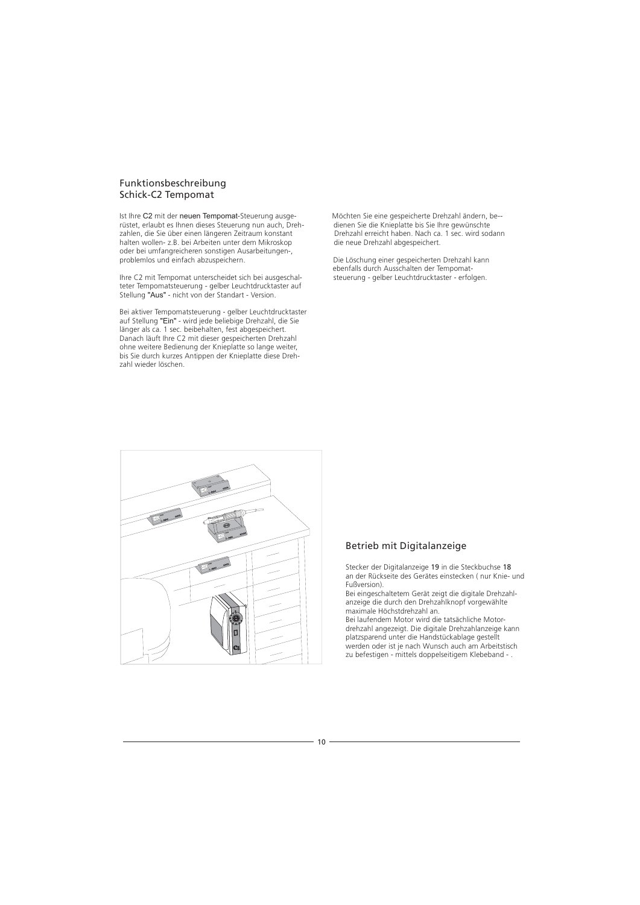## Funktionsbeschreibung Schick-C2 Tempomat

Ist Ihre C2 mit der neuen Tempomat-Steuerung ausgerüstet, erlaubt es Ihnen dieses Steuerung nun auch, Drehzahlen, die Sie über einen längeren Zeitraum konstant halten wollen- z.B. bei Arbeiten unter dem Mikroskop oder bei umfangreicheren sonstigen Ausarbeitungen-, problemlos und einfach abzuspeichern.

Ihre C2 mit Tempomat unterscheidet sich bei ausgeschalteter Tempomatsteuerung - gelber Leuchtdrucktaster auf Stellung "Aus" - nicht von der Standart - Version.

Bei aktiver Tempomatsteuerung - gelber Leuchtdrucktaster auf Stellung "Ein" - wird jede beliebige Drehzahl, die Sie länger als ca. 1 sec. beibehalten, fest abgespeichert. Danach läuft Ihre C2 mit dieser gespeicherten Drehzahl ohne weitere Bedienung der Knieplatte so lange weiter, bis Sie durch kurzes Antippen der Knieplatte diese Drehzahl wieder löschen.

Möchten Sie eine gespeicherte Drehzahl ändern, be--dienen Sie die Knieplatte bis Sie Ihre gewünschte Drehzahl erreicht haben. Nach ca. 1 sec. wird sodann die neue Drehzahl abgespeichert.

Die Löschung einer gespeicherten Drehzahl kann ebenfalls durch Ausschalten der Tempomatsteuerung - gelber Leuchtdrucktaster - erfolgen.

## Betrieb mit Digitalanzeige

Stecker der Digitalanzeige 19 in die Steckbuchse 18 an der Rückseite des Gerätes einstecken ( nur Knie- und Fußversion).
Bei eingeschaltetem Gerät zeigt die digitale Drehzahlanzeige die durch den Drehzahlknopf vorgewählte maximale Höchstdrehzahl an.
Bei laufendem Motor wird die tatsächliche Motordrehzahl angezeigt. Die digitale Drehzahlanzeige kann platzsparend unter die Handstückablage gestellt werden oder ist je nach Wunsch auch am Arbeitstisch zu befestigen - mittels doppelseitigem Klebeband - .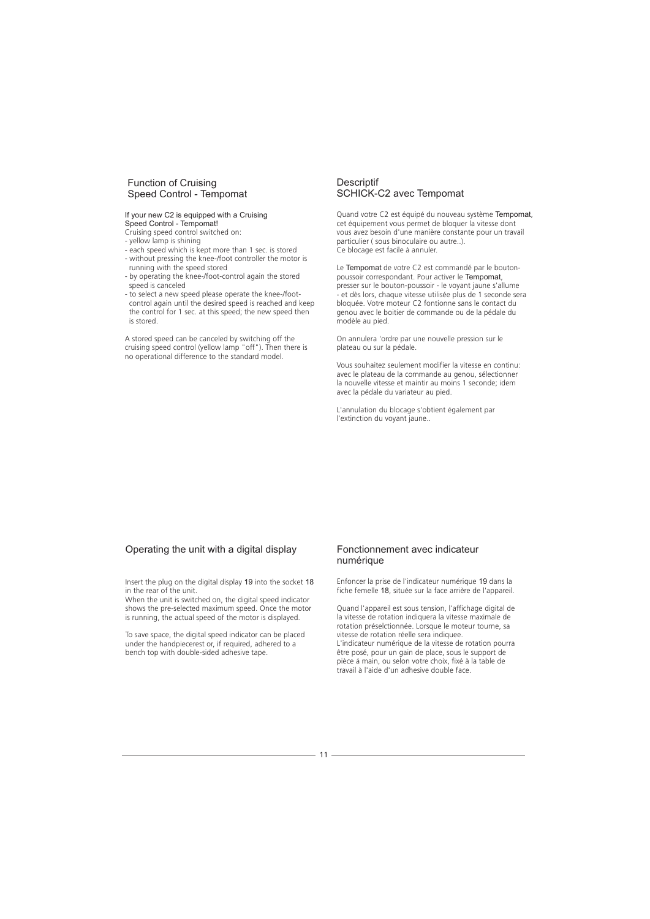## Function of Cruising Speed Control - Tempomat

If your new C2 is equipped with a Cruising Speed Control - Tempomat!

Cruising speed control switched on:

- yellow lamp is shining
- each speed which is kept more than 1 sec. is stored
- without pressing the knee-/foot controller the motor is running with the speed stored
- by operating the knee-/foot-control again the stored speed is canceled
- to select a new speed please operate the knee-/foot-control again until the desired speed is reached and keep the control for 1 sec. at this speed; the new speed then is stored.

A stored speed can be canceled by switching off the cruising speed control (yellow lamp "off"). Then there is no operational difference to the standard model.

## Descriptif SCHICK-C2 avec Tempomat

Quand votre C2 est équipé du nouveau système Tempomat, cet équipement vous permet de bloquer la vitesse dont vous avez besoin d'une manière constante pour un travail particulier ( sous binoculaire ou autre..).
Ce blocage est facile à annuler.

Le Tempomat de votre C2 est commandé par le bouton-poussoir correspondant. Pour activer le Tempomat, presser sur le bouton-poussoir - le voyant jaune s'allume - et dès lors, chaque vitesse utilisée plus de 1 seconde sera bloquée. Votre moteur C2 fontionne sans le contact du genou avec le boitier de commande ou de la pédale du modèle au pied.

On annulera 'ordre par une nouvelle pression sur le plateau ou sur la pédale.

Vous souhaitez seulement modifier la vitesse en continu: avec le plateau de la commande au genou, sélectionner la nouvelle vitesse et maintir au moins 1 seconde; idem avec la pédale du variateur au pied.

L'annulation du blocage s'obtient également par l'extinction du voyant jaune..

## Operating the unit with a digital display

Insert the plug on the digital display 19 into the socket 18 in the rear of the unit.
When the unit is switched on, the digital speed indicator shows the pre-selected maximum speed. Once the motor is running, the actual speed of the motor is displayed.

To save space, the digital speed indicator can be placed under the handpiecerest or, if required, adhered to a bench top with double-sided adhesive tape.

## Fonctionnement avec indicateur numérique

Enfoncer la prise de l'indicateur numérique 19 dans la fiche femelle 18, située sur la face arrière de l'appareil.

Quand l'appareil est sous tension, l'affichage digital de la vitesse de rotation indiquera la vitesse maximale de rotation préselctionnée. Lorsque le moteur tourne, sa vitesse de rotation réelle sera indiquee.
L'indicateur numérique de la vitesse de rotation pourra être posé, pour un gain de place, sous le support de pièce á main, ou selon votre choix, fixé à la table de travail à l'aide d'un adhesive double face.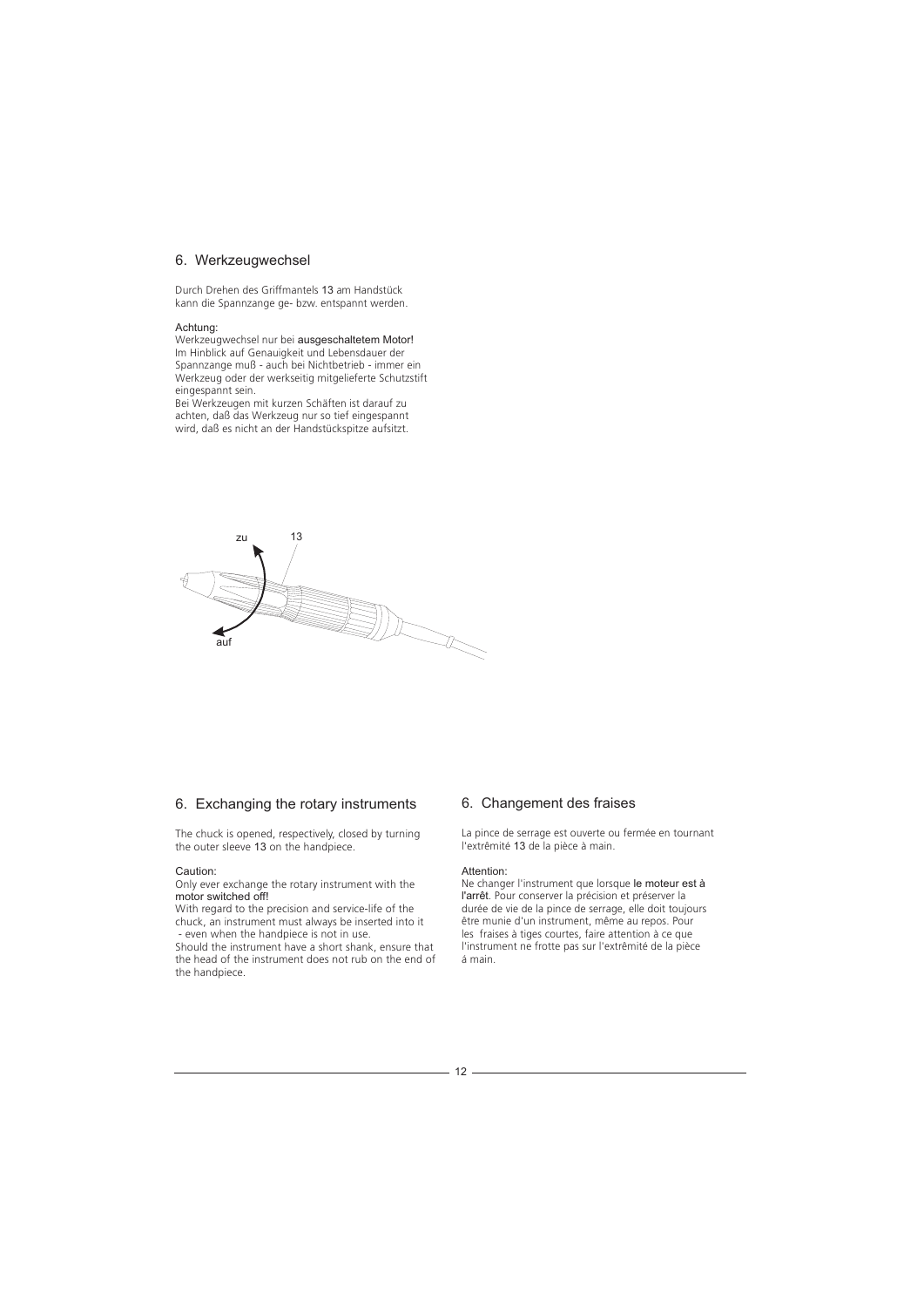## 6. Werkzeugwechsel

Durch Drehen des Griffmantels 13 am Handstück kann die Spannzange ge- bzw. entspannt werden.

Achtung:
Werkzeugwechsel nur bei **ausgeschaltetem Motor!**
Im Hinblick auf Genauigkeit und Lebensdauer der Spannzange muß - auch bei Nichtbetrieb - immer ein Werkzeug oder der werkseitig mitgelieferte Schutzstift eingespannt sein.
Bei Werkzeugen mit kurzen Schäften ist darauf zu achten, daß das Werkzeug nur so tief eingespannt wird, daß es nicht an der Handstückspitze aufsitzt.

zu 13

auf

## 6. Exchanging the rotary instruments

The chuck is opened, respectively, closed by turning the outer sleeve 13 on the handpiece.

Caution:
Only ever exchange the rotary instrument with the **motor switched off!**
With regard to the precision and service-life of the chuck, an instrument must always be inserted into it - even when the handpiece is not in use.
Should the instrument have a short shank, ensure that the head of the instrument does not rub on the end of the handpiece.

## 6. Changement des fraises

La pince de serrage est ouverte ou fermée en tournant l'extrêmité 13 de la pièce à main.

Attention:
Ne changer l'instrument que lorsque **le moteur est à l'arrêt**. Pour conserver la précision et préserver la durée de vie de la pince de serrage, elle doit toujours être munie d'un instrument, même au repos. Pour les fraises à tiges courtes, faire attention à ce que l'instrument ne frotte pas sur l'extrêmité de la pièce á main.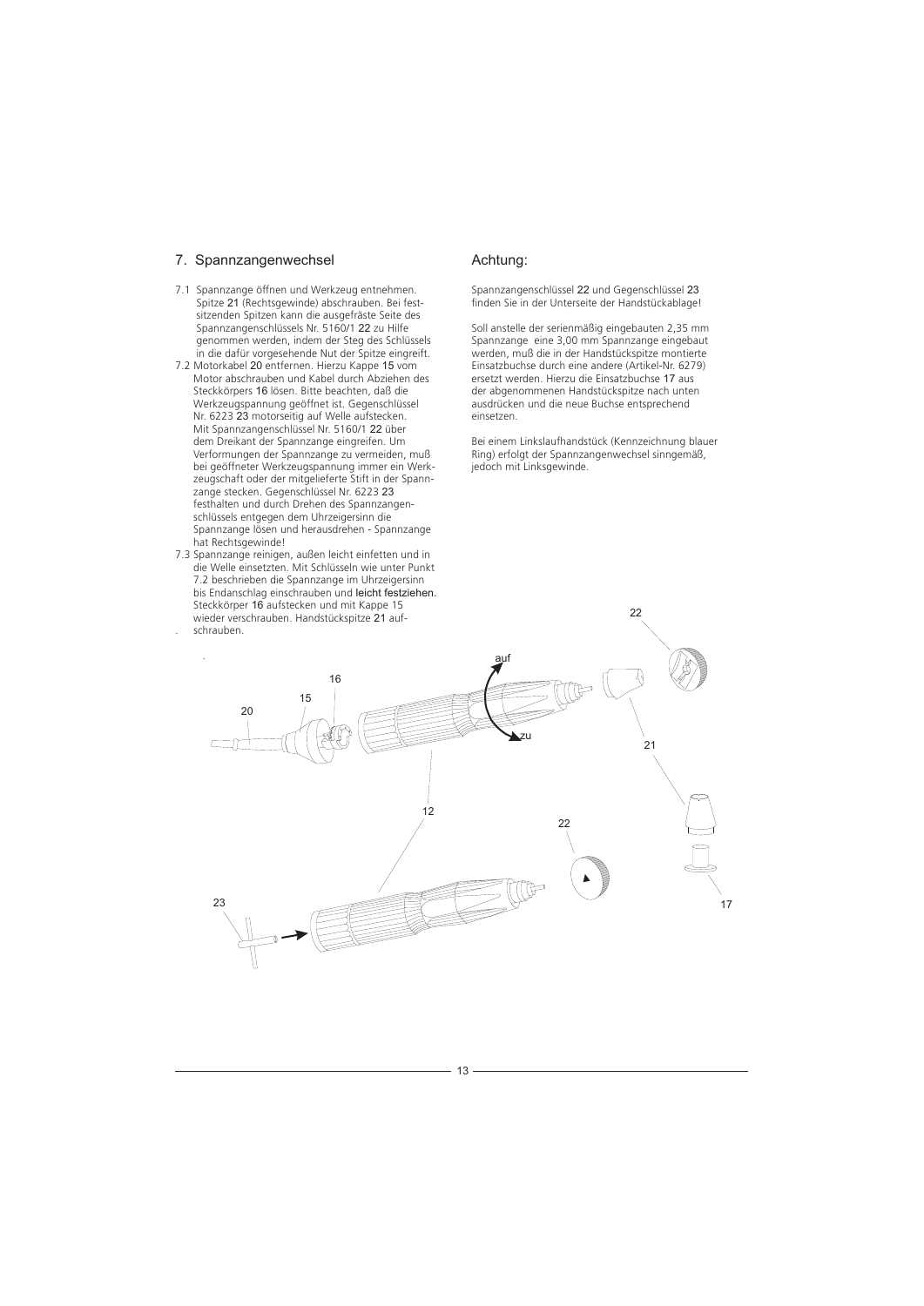## 7. Spannzangenwechsel

7.1 Spannzange öffnen und Werkzeug entnehmen. Spitze 21 (Rechtsgewinde) abschrauben. Bei festsitzenden Spitzen kann die ausgefräste Seite des Spannzangenschlüssels Nr. 5160/1 22 zu Hilfe genommen werden, indem der Steg des Schlüssels in die dafür vorgesehende Nut der Spitze eingreift.

7.2 Motorkabel 20 entfernen. Hierzu Kappe 15 vom Motor abschrauben und Kabel durch Abziehen des Steckkörpers 16 lösen. Bitte beachten, daß die Werkzeugspannung geöffnet ist. Gegenschlüssel Nr. 6223 23 motorseitig auf Welle aufstecken. Mit Spannzangenschlüssel Nr. 5160/1 22 über dem Dreikant der Spannzange eingreifen. Um Verformungen der Spannzange zu vermeiden, muß bei geöffneter Werkzeugspannung immer ein Werkzeugschaft oder der mitgelieferte Stift in der Spannzange stecken. Gegenschlüssel Nr. 6223 23 festhalten und durch Drehen des Spannzangenschlüssels entgegen dem Uhrzeigersinn die Spannzange lösen und herausdrehen - Spannzange hat Rechtsgewinde!

7.3 Spannzange reinigen, außen leicht einfetten und in die Welle einsetzten. Mit Schlüsseln wie unter Punkt 7.2 beschrieben die Spannzange im Uhrzeigersinn bis Endanschlag einschrauben und leicht festziehen. Steckkörper 16 aufstecken und mit Kappe 15 wieder verschrauben. Handstückspitze 21 aufschrauben.

## Achtung:

Spannzangenschlüssel 22 und Gegenschlüssel 23 finden Sie in der Unterseite der Handstückablage!

Soll anstelle der serienmäßig eingebauten 2,35 mm Spannzange eine 3,00 mm Spannzange eingebaut werden, muß die in der Handstückspitze montierte Einsatzbuchse durch eine andere (Artikel-Nr. 6279) ersetzt werden. Hierzu die Einsatzbuchse 17 aus der abgenommenen Handstückspitze nach unten ausdrücken und die neue Buchse entsprechend einsetzen.

Bei einem Linkslaufhandstück (Kennzeichnung blauer Ring) erfolgt der Spannzangenwechsel sinngemäß, jedoch mit Linksgewinde.

22

auf

16

15

20

zu

21

12

22

23

17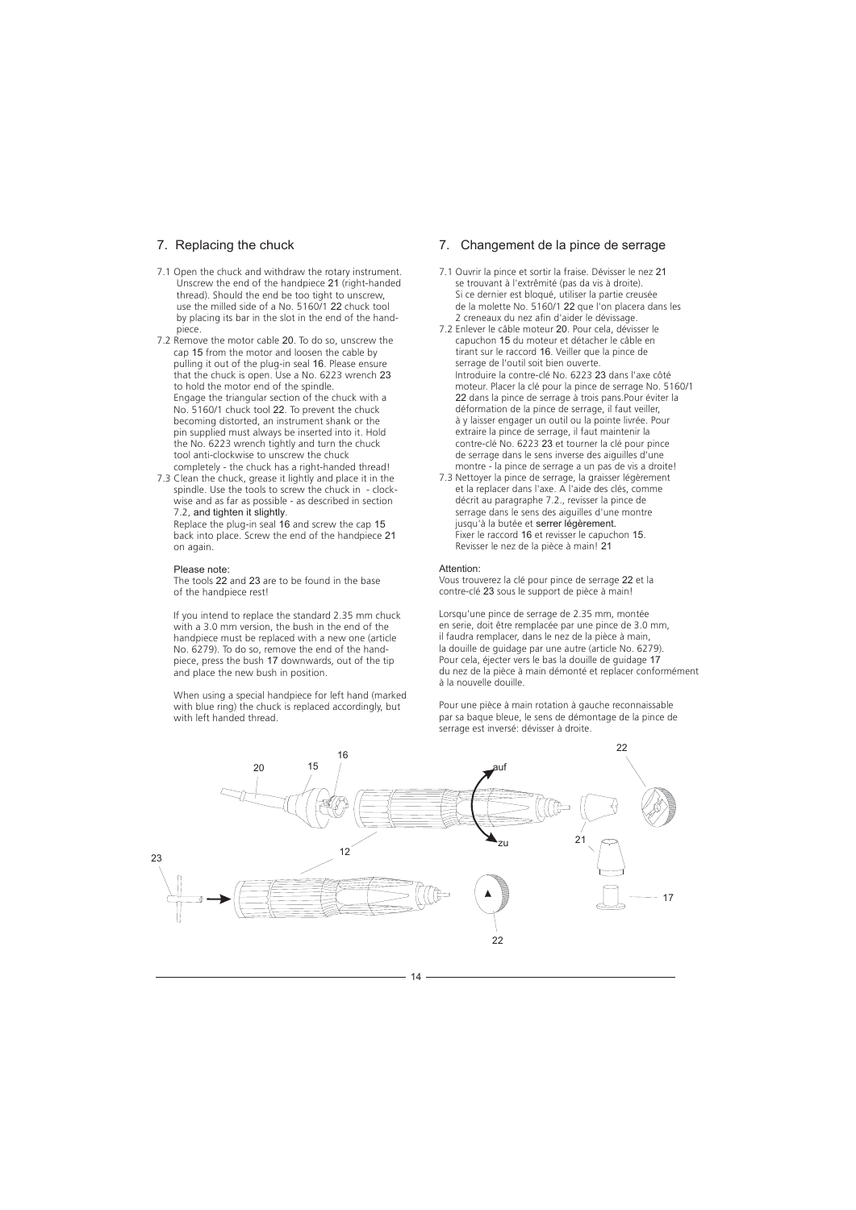## 7. Replacing the chuck

7.1 Open the chuck and withdraw the rotary instrument. Unscrew the end of the handpiece 21 (right-handed thread). Should the end be too tight to unscrew, use the milled side of a No. 5160/1 22 chuck tool by placing its bar in the slot in the end of the handpiece.

7.2 Remove the motor cable 20. To do so, unscrew the cap 15 from the motor and loosen the cable by pulling it out of the plug-in seal 16. Please ensure that the chuck is open. Use a No. 6223 wrench 23 to hold the motor end of the spindle.
Engage the triangular section of the chuck with a No. 5160/1 chuck tool 22. To prevent the chuck becoming distorted, an instrument shank or the pin supplied must always be inserted into it. Hold the No. 6223 wrench tightly and turn the chuck tool anti-clockwise to unscrew the chuck completely - the chuck has a right-handed thread!

7.3 Clean the chuck, grease it lightly and place it in the spindle. Use the tools to screw the chuck in - clockwise and as far as possible - as described in section 7.2, and tighten it slightly.
Replace the plug-in seal 16 and screw the cap 15 back into place. Screw the end of the handpiece 21 on again.

Please note:
The tools 22 and 23 are to be found in the base of the handpiece rest!

If you intend to replace the standard 2.35 mm chuck with a 3.0 mm version, the bush in the end of the handpiece must be replaced with a new one (article No. 6279). To do so, remove the end of the handpiece, press the bush 17 downwards, out of the tip and place the new bush in position.

When using a special handpiece for left hand (marked with blue ring) the chuck is replaced accordingly, but with left handed thread.

## 7. Changement de la pince de serrage

7.1 Ouvrir la pince et sortir la fraise. Dévisser le nez 21 se trouvant à l'extrêmité (pas da vis à droite). Si ce dernier est bloqué, utiliser la partie creusée de la molette No. 5160/1 22 que l'on placera dans les 2 creneaux du nez afin d'aider le dévissage.

7.2 Enlever le câble moteur 20. Pour cela, dévisser le capuchon 15 du moteur et détacher le câble en tirant sur le raccord 16. Veiller que la pince de serrage de l'outil soit bien ouverte.
Introduire la contre-clé No. 6223 23 dans l'axe côté moteur. Placer la clé pour la pince de serrage No. 5160/1 22 dans la pince de serrage à trois pans.Pour éviter la déformation de la pince de serrage, il faut veiller, à y laisser engager un outil ou la pointe livrée. Pour extraire la pince de serrage, il faut maintenir la contre-clé No. 6223 23 et tourner la clé pour pince de serrage dans le sens inverse des aiguilles d'une montre - la pince de serrage a un pas de vis a droite!

7.3 Nettoyer la pince de serrage, la graisser légèrement et la replacer dans l'axe. A l'aide des clés, comme décrit au paragraphe 7.2., revisser la pince de serrage dans le sens des aiguilles d'une montre jusqu'à la butée et serrer légèrement.
Fixer le raccord 16 et revisser le capuchon 15. Revisser le nez de la pièce à main! 21

Attention:
Vous trouverez la clé pour pince de serrage 22 et la contre-clé 23 sous le support de pièce à main!

Lorsqu'une pince de serrage de 2.35 mm, montée en serie, doit être remplacée par une pince de 3.0 mm, il faudra remplacer, dans le nez de la pièce à main, la douille de guidage par une autre (article No. 6279). Pour cela, éjecter vers le bas la douille de guidage 17 du nez de la pièce à main démonté et replacer conformément à la nouvelle douille.

Pour une pièce à main rotation à gauche reconnaissable par sa baque bleue, le sens de démontage de la pince de serrage est inversé: dévisser à droite.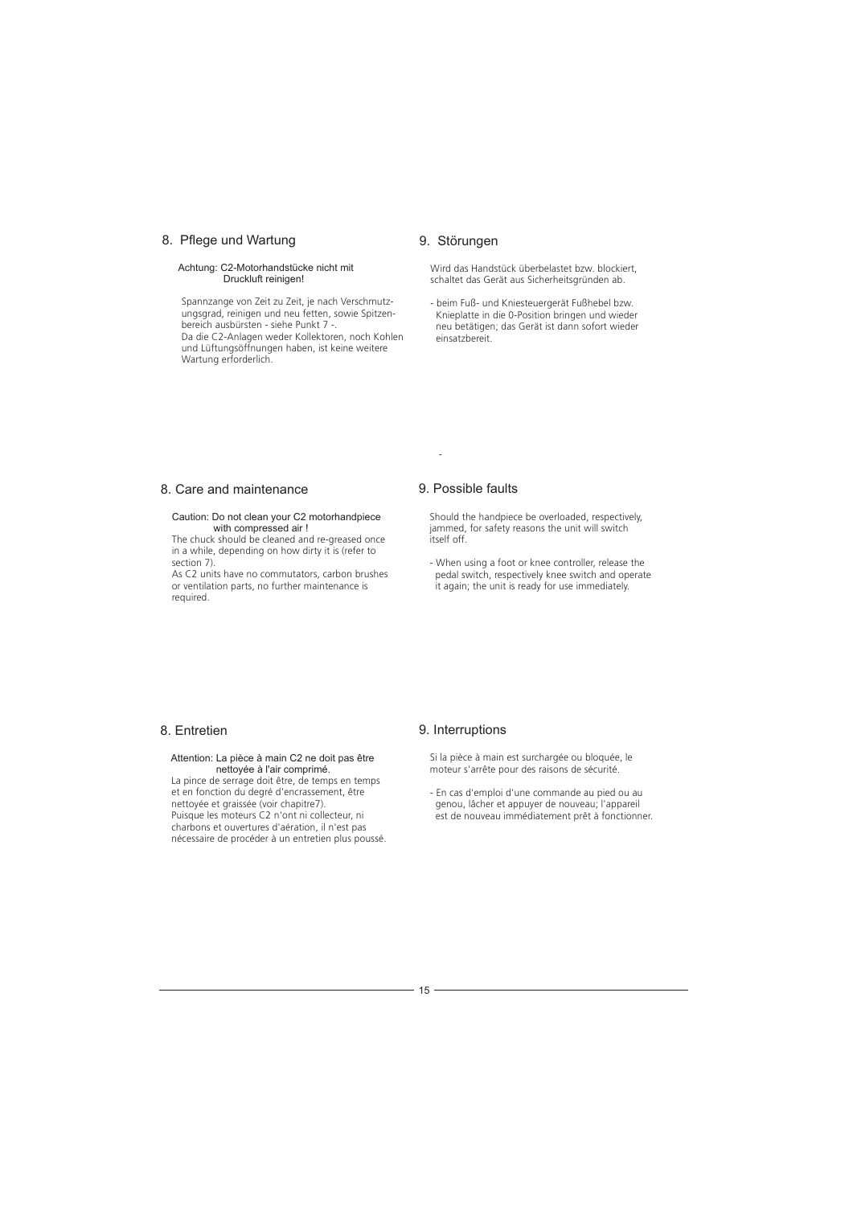## 8. Pflege und Wartung

Achtung: C2-Motorhandstücke nicht mit Druckluft reinigen!

Spannzange von Zeit zu Zeit, je nach Verschmutzungsgrad, reinigen und neu fetten, sowie Spitzenbereich ausbürsten - siehe Punkt 7 -.
Da die C2-Anlagen weder Kollektoren, noch Kohlen und Lüftungsöffnungen haben, ist keine weitere Wartung erforderlich.

## 9. Störungen

Wird das Handstück überbelastet bzw. blockiert, schaltet das Gerät aus Sicherheitsgründen ab.

- beim Fuß- und Kniesteuergerät Fußhebel bzw. Knieplatte in die 0-Position bringen und wieder neu betätigen; das Gerät ist dann sofort wieder einsatzbereit.

## 8. Care and maintenance

Caution: Do not clean your C2 motorhandpiece with compressed air !

The chuck should be cleaned and re-greased once in a while, depending on how dirty it is (refer to section 7).
As C2 units have no commutators, carbon brushes or ventilation parts, no further maintenance is required.

## 9. Possible faults

Should the handpiece be overloaded, respectively, jammed, for safety reasons the unit will switch itself off.

- When using a foot or knee controller, release the pedal switch, respectively knee switch and operate it again; the unit is ready for use immediately.

## 8. Entretien

Attention: La pièce à main C2 ne doit pas être nettoyée à l'air comprimé.

La pince de serrage doit être, de temps en temps et en fonction du degré d'encrassement, être nettoyée et graissée (voir chapitre7).
Puisque les moteurs C2 n'ont ni collecteur, ni charbons et ouvertures d'aération, il n'est pas nécessaire de procéder à un entretien plus poussé.

## 9. Interruptions

Si la pièce à main est surchargée ou bloquée, le moteur s'arrête pour des raisons de sécurité.

- En cas d'emploi d'une commande au pied ou au genou, lâcher et appuyer de nouveau; l'appareil est de nouveau immédiatement prêt à fonctionner.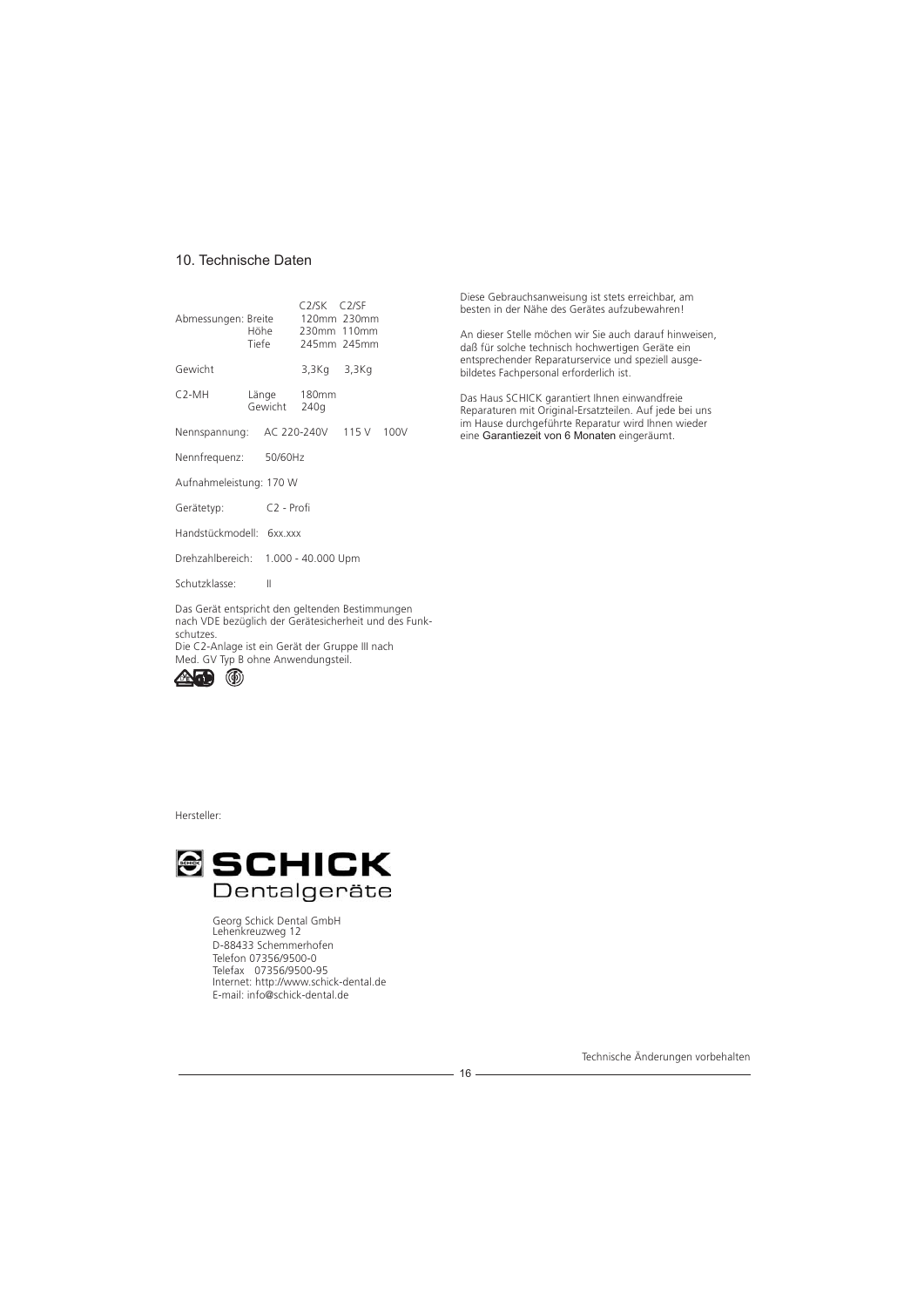## 10. Technische Daten

| | | C2/SK | C2/SF |
|---|---|---|---|
| Abmessungen: | Breite | 120mm | 230mm |
| | Höhe | 230mm | 110mm |
| | Tiefe | 245mm | 245mm |
| Gewicht | | 3,3Kg | 3,3Kg |

| | | |
|---|---|---|
| C2-MH | Länge | 180mm |
| | Gewicht | 240g |

Nennspannung: AC 220-240V 115 V 100V

Nennfrequenz: 50/60Hz

Aufnahmeleistung: 170 W

Gerätetyp: C2 - Profi

Handstückmodell: 6xx.xxx

Drehzahlbereich: 1.000 - 40.000 Upm

Schutzklasse: II

Das Gerät entspricht den geltenden Bestimmungen nach VDE bezüglich der Gerätesicherheit und des Funkschutzes.
Die C2-Anlage ist ein Gerät der Gruppe III nach Med. GV Typ B ohne Anwendungsteil.

Diese Gebrauchsanweisung ist stets erreichbar, am besten in der Nähe des Gerätes aufzubewahren!

An dieser Stelle möchten wir Sie auch darauf hinweisen, daß für solche technisch hochwertigen Geräte ein entsprechender Reparaturservice und speziell ausgebildetes Fachpersonal erforderlich ist.

Das Haus SCHICK garantiert Ihnen einwandfreie Reparaturen mit Original-Ersatzteilen. Auf jede bei uns im Hause durchgeführte Reparatur wird Ihnen wieder eine Garantiezeit von 6 Monaten eingeräumt.

Hersteller:

SCHICK Dentalgeräte

Georg Schick Dental GmbH
Lehenkreuzweg 12
D-88433 Schemmerhofen
Telefon 07356/9500-0
Telefax 07356/9500-95
Internet: http://www.schick-dental.de
E-mail: info@schick-dental.de

Technische Änderungen vorbehalten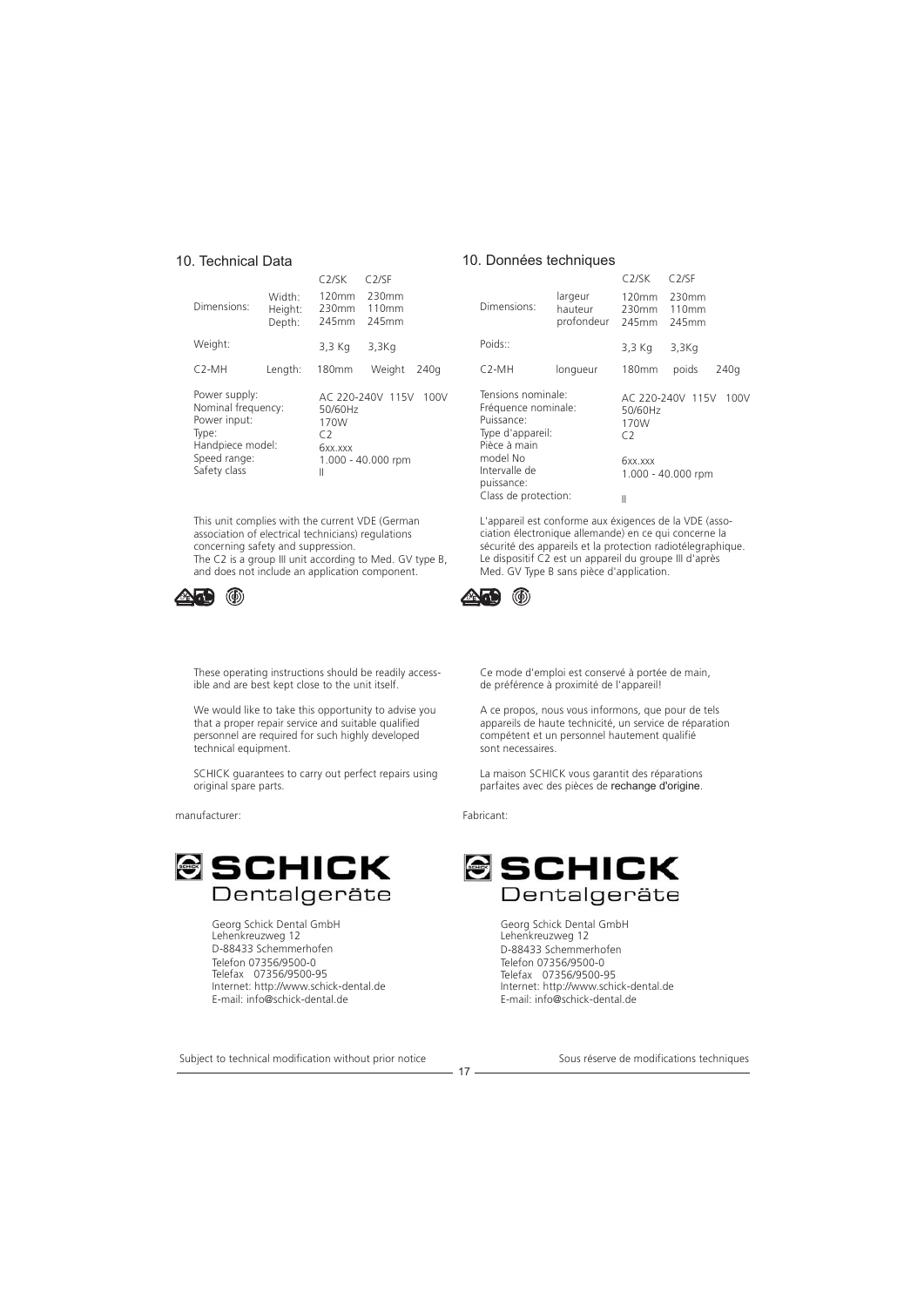## 10. Technical Data

| | | C2/SK | C2/SF |
|---|---|---|---|
| Dimensions: | Width: | 120mm | 230mm |
| | Height: | 230mm | 110mm |
| | Depth: | 245mm | 245mm |
| Weight: | | 3,3 Kg | 3,3Kg |
| C2-MH | Length: | 180mm | Weight 240g |

| | |
|---|---|
| Power supply: | AC 220-240V 115V 100V |
| Nominal frequency: | 50/60Hz |
| Power input: | 170W |
| Type: | C2 |
| Handpiece model: | 6xx.xxx |
| Speed range: | 1.000 - 40.000 rpm |
| Safety class | II |

This unit complies with the current VDE (German association of electrical technicians) regulations concerning safety and suppression.
The C2 is a group III unit according to Med. GV type B, and does not include an application component.

These operating instructions should be readily accessible and are best kept close to the unit itself.

We would like to take this opportunity to advise you that a proper repair service and suitable qualified personnel are required for such highly developed technical equipment.

SCHICK guarantees to carry out perfect repairs using original spare parts.

manufacturer:

**SCHICK**
Dentalgeräte

Georg Schick Dental GmbH
Lehenkreuzweg 12
D-88433 Schemmerhofen
Telefon 07356/9500-0
Telefax 07356/9500-95
Internet: http://www.schick-dental.de
E-mail: info@schick-dental.de

Subject to technical modification without prior notice

## 10. Données techniques

| | | C2/SK | C2/SF |
|---|---|---|---|
| Dimensions: | largeur | 120mm | 230mm |
| | hauteur | 230mm | 110mm |
| | profondeur | 245mm | 245mm |
| Poids:: | | 3,3 Kg | 3,3Kg |
| C2-MH | longueur | 180mm | poids 240g |

| | |
|---|---|
| Tensions nominale: | AC 220-240V 115V 100V |
| Fréquence nominale: | 50/60Hz |
| Puissance: | 170W |
| Type d'appareil: | C2 |
| Pièce à main model No | 6xx.xxx |
| Intervalle de puissance: | 1.000 - 40.000 rpm |
| Class de protection: | II |

L'appareil est conforme aux éxigences de la VDE (association électronique allemande) en ce qui concerne la sécurité des appareils et la protection radiotélégraphique. Le dispositif C2 est un appareil du groupe III d'après Med. GV Type B sans pièce d'application.

Ce mode d'emploi est conservé à portée de main, de préférence à proximité de l'appareil!

A ce propos, nous vous informons, que pour de tels appareils de haute technicité, un service de réparation compétent et un personnel hautement qualifié sont necessaires.

La maison SCHICK vous garantit des réparations parfaites avec des pièces de rechange d'origine.

Fabricant:

**SCHICK**
Dentalgeräte

Georg Schick Dental GmbH
Lehenkreuzweg 12
D-88433 Schemmerhofen
Telefon 07356/9500-0
Telefax 07356/9500-95
Internet: http://www.schick-dental.de
E-mail: info@schick-dental.de

Sous réserve de modifications techniques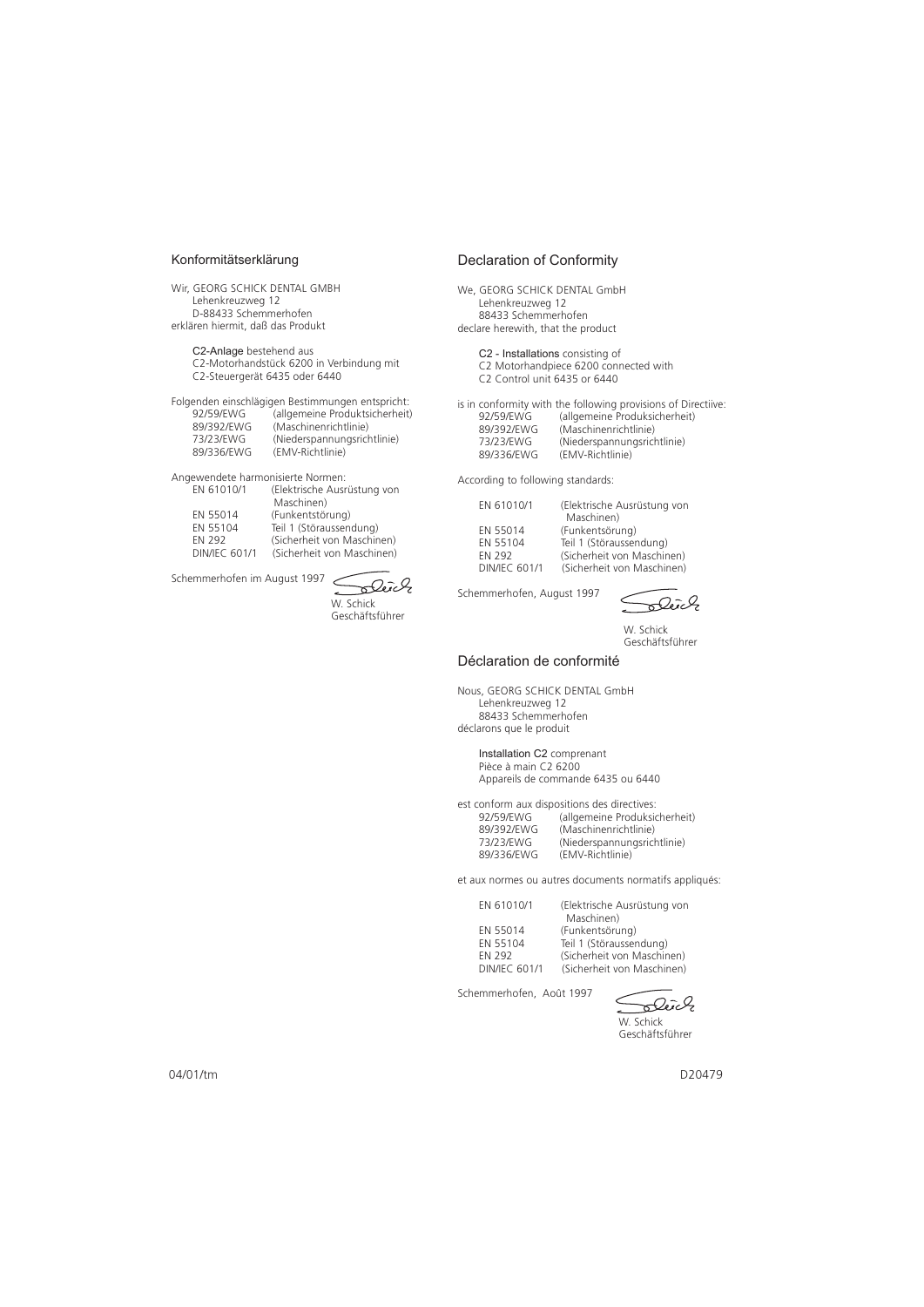## Konformitätserklärung

Wir, GEORG SCHICK DENTAL GMBH
Lehenkreuzweg 12
D-88433 Schemmerhofen
erklären hiermit, daß das Produkt

C2-Anlage bestehend aus
C2-Motorhandstück 6200 in Verbindung mit
C2-Steuergerät 6435 oder 6440

Folgenden einschlägigen Bestimmungen entspricht:

| | |
|---|---|
| 92/59/EWG | (allgemeine Produktsicherheit) |
| 89/392/EWG | (Maschinenrichtlinie) |
| 73/23/EWG | (Niederspannungsrichtlinie) |
| 89/336/EWG | (EMV-Richtlinie) |

Angewendete harmonisierte Normen:

| | |
|---|---|
| EN 61010/1 | (Elektrische Ausrüstung von Maschinen) |
| EN 55014 | (Funkentstörung) |
| EN 55104 | Teil 1 (Störaussendung) |
| EN 292 | (Sicherheit von Maschinen) |
| DIN/IEC 601/1 | (Sicherheit von Maschinen) |

Schemmerhofen im August 1997

W. Schick
Geschäftsführer

## Declaration of Conformity

We, GEORG SCHICK DENTAL GmbH
Lehenkreuzweg 12
88433 Schemmerhofen
declare herewith, that the product

C2 - Installations consisting of
C2 Motorhandpiece 6200 connected with
C2 Control unit 6435 or 6440

is in conformity with the following provisions of Directiive:

| | |
|---|---|
| 92/59/EWG | (allgemeine Produksicherheit) |
| 89/392/EWG | (Maschinenrichtlinie) |
| 73/23/EWG | (Niederspannungsrichtlinie) |
| 89/336/EWG | (EMV-Richtlinie) |

According to following standards:

| | |
|---|---|
| EN 61010/1 | (Elektrische Ausrüstung von Maschinen) |
| EN 55014 | (Funkentsörung) |
| EN 55104 | Teil 1 (Störaussendung) |
| EN 292 | (Sicherheit von Maschinen) |
| DIN/IEC 601/1 | (Sicherheit von Maschinen) |

Schemmerhofen, August 1997

W. Schick
Geschäftsführer

## Déclaration de conformité

Nous, GEORG SCHICK DENTAL GmbH
Lehenkreuzweg 12
88433 Schemmerhofen
déclarons que le produit

Installation C2 comprenant
Pièce à main C2 6200
Appareils de commande 6435 ou 6440

est conform aux dispositions des directives:

| | |
|---|---|
| 92/59/EWG | (allgemeine Produksicherheit) |
| 89/392/EWG | (Maschinenrichtlinie) |
| 73/23/EWG | (Niederspannungsrichtlinie) |
| 89/336/EWG | (EMV-Richtlinie) |

et aux normes ou autres documents normatifs appliqués:

| | |
|---|---|
| EN 61010/1 | (Elektrische Ausrüstung von Maschinen) |
| EN 55014 | (Funkentsörung) |
| EN 55104 | Teil 1 (Störaussendung) |
| EN 292 | (Sicherheit von Maschinen) |
| DIN/IEC 601/1 | (Sicherheit von Maschinen) |

Schemmerhofen, Août 1997

W. Schick
Geschäftsführer

04/01/tm D20479